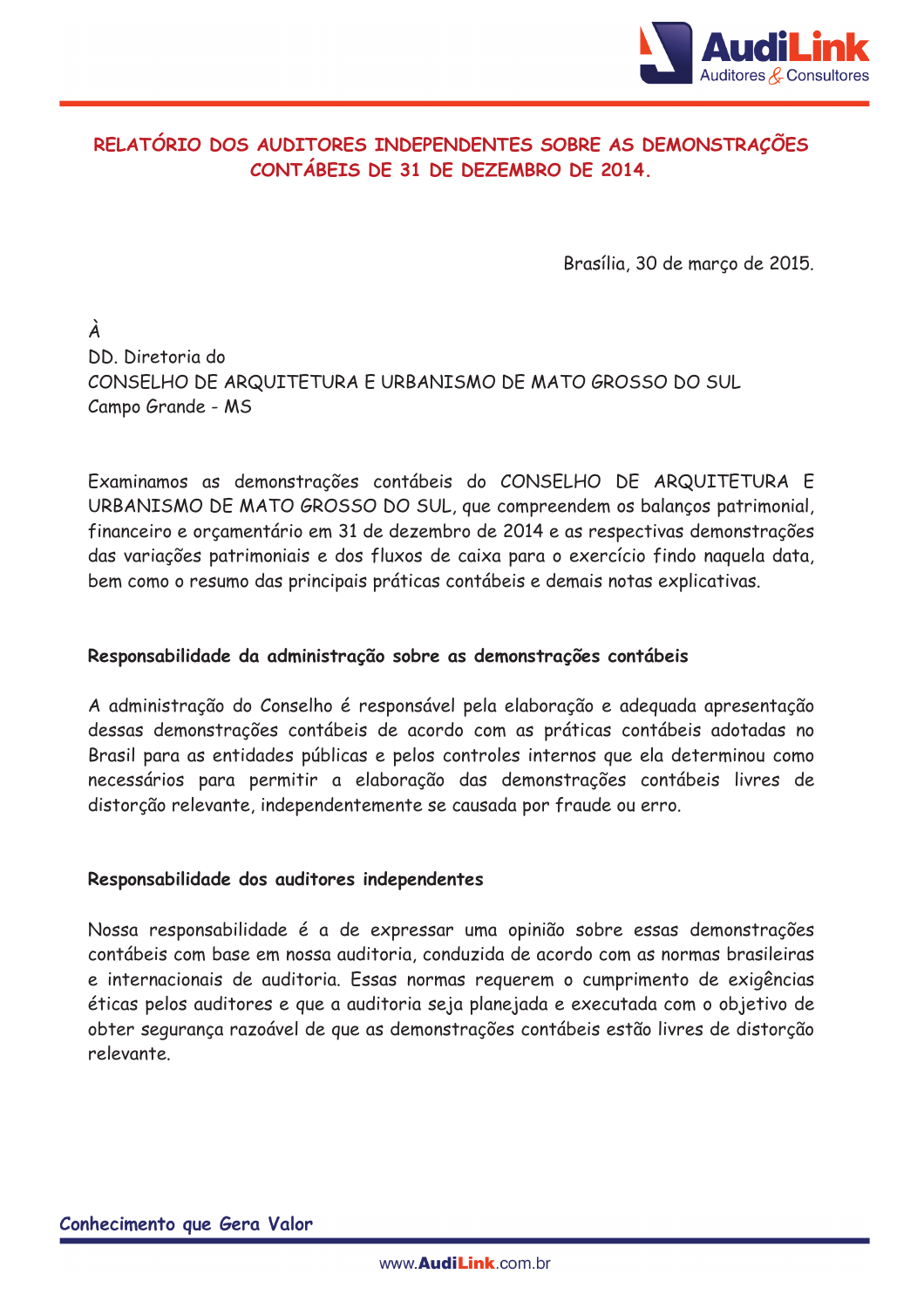# RELATÓRIO DOS AUDITORES INDEPENDENTES SOBRE AS DEMONSTRAÇÕES CONTÁBEIS DE 31 DE DEZEMBRO DE 2014.

Brasília, 30 de março de 2015.

À
DD. Diretoria do
CONSELHO DE ARQUITETURA E URBANISMO DE MATO GROSSO DO SUL
Campo Grande - MS

Examinamos as demonstrações contábeis do CONSELHO DE ARQUITETURA E URBANISMO DE MATO GROSSO DO SUL, que compreendem os balanços patrimonial, financeiro e orçamentário em 31 de dezembro de 2014 e as respectivas demonstrações das variações patrimoniais e dos fluxos de caixa para o exercício findo naquela data, bem como o resumo das principais práticas contábeis e demais notas explicativas.

**Responsabilidade da administração sobre as demonstrações contábeis**

A administração do Conselho é responsável pela elaboração e adequada apresentação dessas demonstrações contábeis de acordo com as práticas contábeis adotadas no Brasil para as entidades públicas e pelos controles internos que ela determinou como necessários para permitir a elaboração das demonstrações contábeis livres de distorção relevante, independentemente se causada por fraude ou erro.

**Responsabilidade dos auditores independentes**

Nossa responsabilidade é a de expressar uma opinião sobre essas demonstrações contábeis com base em nossa auditoria, conduzida de acordo com as normas brasileiras e internacionais de auditoria. Essas normas requerem o cumprimento de exigências éticas pelos auditores e que a auditoria seja planejada e executada com o objetivo de obter segurança razoável de que as demonstrações contábeis estão livres de distorção relevante.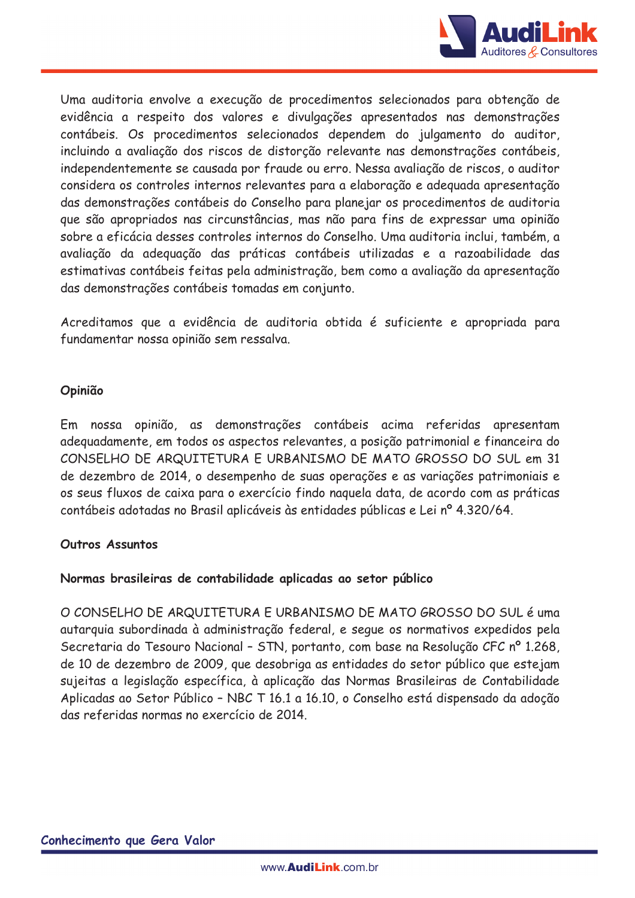Uma auditoria envolve a execução de procedimentos selecionados para obtenção de evidência a respeito dos valores e divulgações apresentados nas demonstrações contábeis. Os procedimentos selecionados dependem do julgamento do auditor, incluindo a avaliação dos riscos de distorção relevante nas demonstrações contábeis, independentemente se causada por fraude ou erro. Nessa avaliação de riscos, o auditor considera os controles internos relevantes para a elaboração e adequada apresentação das demonstrações contábeis do Conselho para planejar os procedimentos de auditoria que são apropriados nas circunstâncias, mas não para fins de expressar uma opinião sobre a eficácia desses controles internos do Conselho. Uma auditoria inclui, também, a avaliação da adequação das práticas contábeis utilizadas e a razoabilidade das estimativas contábeis feitas pela administração, bem como a avaliação da apresentação das demonstrações contábeis tomadas em conjunto.

Acreditamos que a evidência de auditoria obtida é suficiente e apropriada para fundamentar nossa opinião sem ressalva.

**Opinião**

Em nossa opinião, as demonstrações contábeis acima referidas apresentam adequadamente, em todos os aspectos relevantes, a posição patrimonial e financeira do CONSELHO DE ARQUITETURA E URBANISMO DE MATO GROSSO DO SUL em 31 de dezembro de 2014, o desempenho de suas operações e as variações patrimoniais e os seus fluxos de caixa para o exercício findo naquela data, de acordo com as práticas contábeis adotadas no Brasil aplicáveis às entidades públicas e Lei nº 4.320/64.

**Outros Assuntos**

**Normas brasileiras de contabilidade aplicadas ao setor público**

O CONSELHO DE ARQUITETURA E URBANISMO DE MATO GROSSO DO SUL é uma autarquia subordinada à administração federal, e segue os normativos expedidos pela Secretaria do Tesouro Nacional – STN, portanto, com base na Resolução CFC nº 1.268, de 10 de dezembro de 2009, que desobriga as entidades do setor público que estejam sujeitas a legislação específica, à aplicação das Normas Brasileiras de Contabilidade Aplicadas ao Setor Público – NBC T 16.1 a 16.10, o Conselho está dispensado da adoção das referidas normas no exercício de 2014.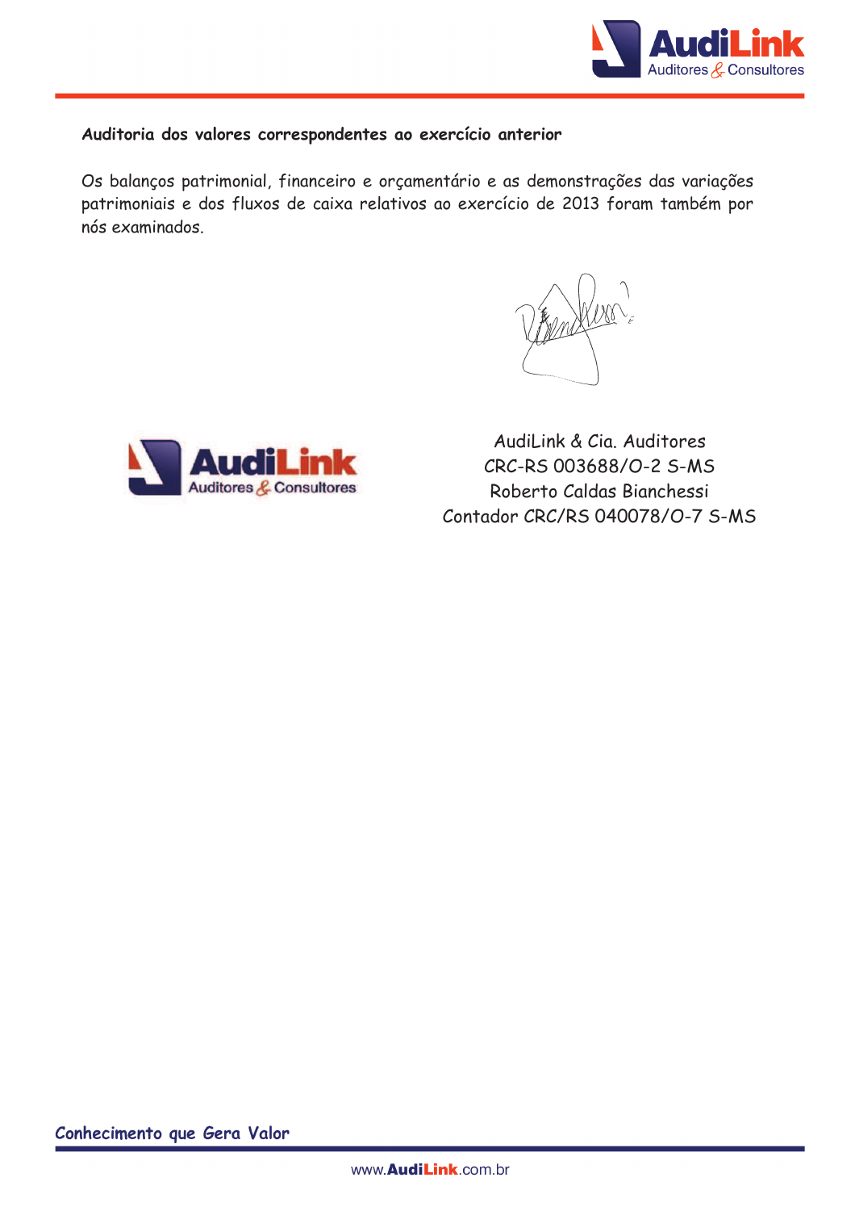**Auditoria dos valores correspondentes ao exercício anterior**

Os balanços patrimonial, financeiro e orçamentário e as demonstrações das variações patrimoniais e dos fluxos de caixa relativos ao exercício de 2013 foram também por nós examinados.

AudiLink & Cia. Auditores
CRC-RS 003688/O-2 S-MS
Roberto Caldas Bianchessi
Contador CRC/RS 040078/O-7 S-MS